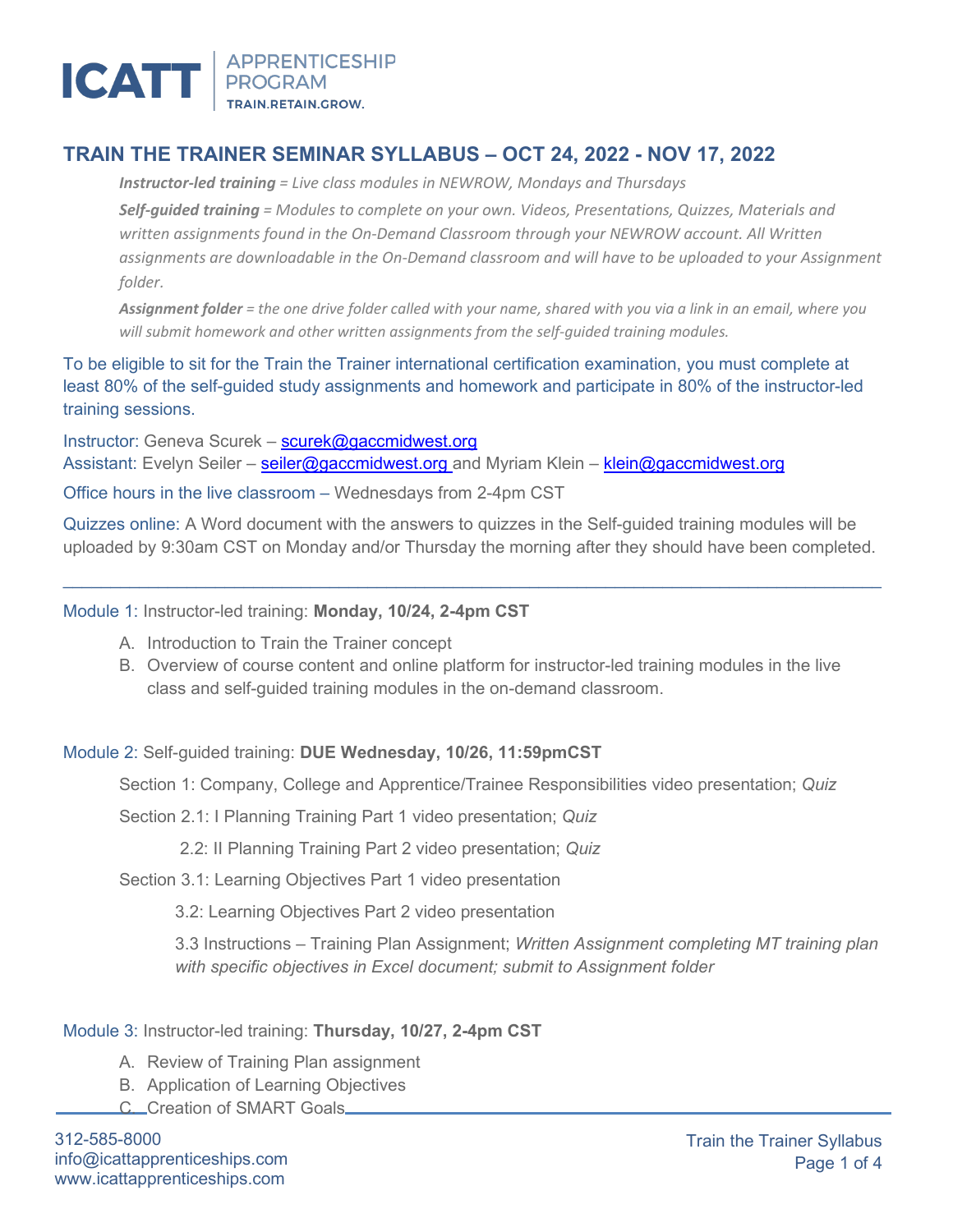ICATT | APPRENTICESHIP PROGRAM
TRAIN.RETAIN.GROW.

# TRAIN THE TRAINER SEMINAR SYLLABUS – OCT 24, 2022 - NOV 17, 2022

***Instructor-led training*** *= Live class modules in NEWROW, Mondays and Thursdays*

***Self-guided training*** *= Modules to complete on your own. Videos, Presentations, Quizzes, Materials and written assignments found in the On-Demand Classroom through your NEWROW account. All Written assignments are downloadable in the On-Demand classroom and will have to be uploaded to your Assignment folder.*

***Assignment folder*** *= the one drive folder called with your name, shared with you via a link in an email, where you will submit homework and other written assignments from the self-guided training modules.*

To be eligible to sit for the Train the Trainer international certification examination, you must complete at least 80% of the self-guided study assignments and homework and participate in 80% of the instructor-led training sessions.

Instructor: Geneva Scurek – scurek@gaccmidwest.org
Assistant: Evelyn Seiler – seiler@gaccmidwest.org and Myriam Klein – klein@gaccmidwest.org

Office hours in the live classroom – Wednesdays from 2-4pm CST

Quizzes online: A Word document with the answers to quizzes in the Self-guided training modules will be uploaded by 9:30am CST on Monday and/or Thursday the morning after they should have been completed.

---

Module 1: Instructor-led training: **Monday, 10/24, 2-4pm CST**

A. Introduction to Train the Trainer concept
B. Overview of course content and online platform for instructor-led training modules in the live class and self-guided training modules in the on-demand classroom.

Module 2: Self-guided training: **DUE Wednesday, 10/26, 11:59pmCST**

Section 1: Company, College and Apprentice/Trainee Responsibilities video presentation; *Quiz*

Section 2.1: I Planning Training Part 1 video presentation; *Quiz*

2.2: II Planning Training Part 2 video presentation; *Quiz*

Section 3.1: Learning Objectives Part 1 video presentation

3.2: Learning Objectives Part 2 video presentation

3.3 Instructions – Training Plan Assignment; *Written Assignment completing MT training plan with specific objectives in Excel document; submit to Assignment folder*

Module 3: Instructor-led training: **Thursday, 10/27, 2-4pm CST**

A. Review of Training Plan assignment
B. Application of Learning Objectives
C. Creation of SMART Goals

312-585-8000
info@icattapprenticeships.com
www.icattapprenticeships.com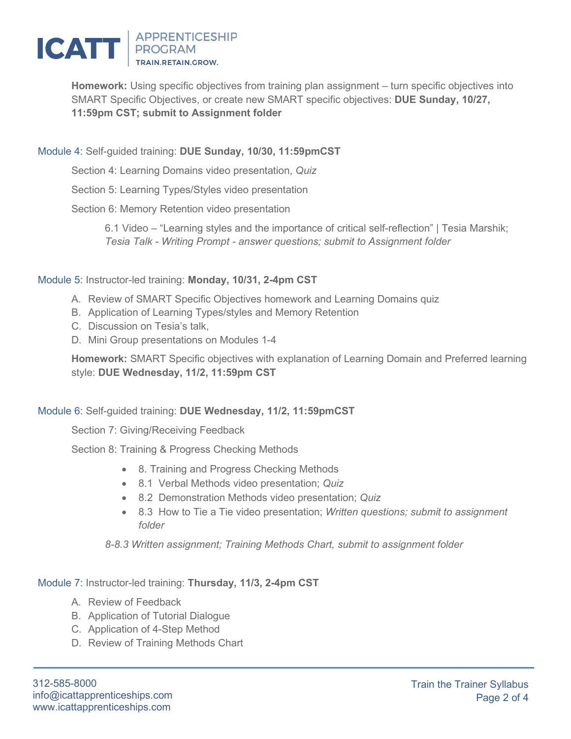**Homework:** Using specific objectives from training plan assignment – turn specific objectives into SMART Specific Objectives, or create new SMART specific objectives: **DUE Sunday, 10/27, 11:59pm CST; submit to Assignment folder**

Module 4: Self-guided training: **DUE Sunday, 10/30, 11:59pmCST**

Section 4: Learning Domains video presentation, *Quiz*

Section 5: Learning Types/Styles video presentation

Section 6: Memory Retention video presentation

6.1 Video – "Learning styles and the importance of critical self-reflection" | Tesia Marshik; *Tesia Talk - Writing Prompt - answer questions; submit to Assignment folder*

Module 5: Instructor-led training: **Monday, 10/31, 2-4pm CST**

A. Review of SMART Specific Objectives homework and Learning Domains quiz
B. Application of Learning Types/styles and Memory Retention
C. Discussion on Tesia's talk,
D. Mini Group presentations on Modules 1-4

**Homework:** SMART Specific objectives with explanation of Learning Domain and Preferred learning style: **DUE Wednesday, 11/2, 11:59pm CST**

Module 6: Self-guided training: **DUE Wednesday, 11/2, 11:59pmCST**

Section 7: Giving/Receiving Feedback

Section 8: Training & Progress Checking Methods

- 8. Training and Progress Checking Methods
- 8.1 Verbal Methods video presentation; *Quiz*
- 8.2 Demonstration Methods video presentation; *Quiz*
- 8.3 How to Tie a Tie video presentation; *Written questions; submit to assignment folder*

*8-8.3 Written assignment; Training Methods Chart, submit to assignment folder*

Module 7: Instructor-led training: **Thursday, 11/3, 2-4pm CST**

A. Review of Feedback
B. Application of Tutorial Dialogue
C. Application of 4-Step Method
D. Review of Training Methods Chart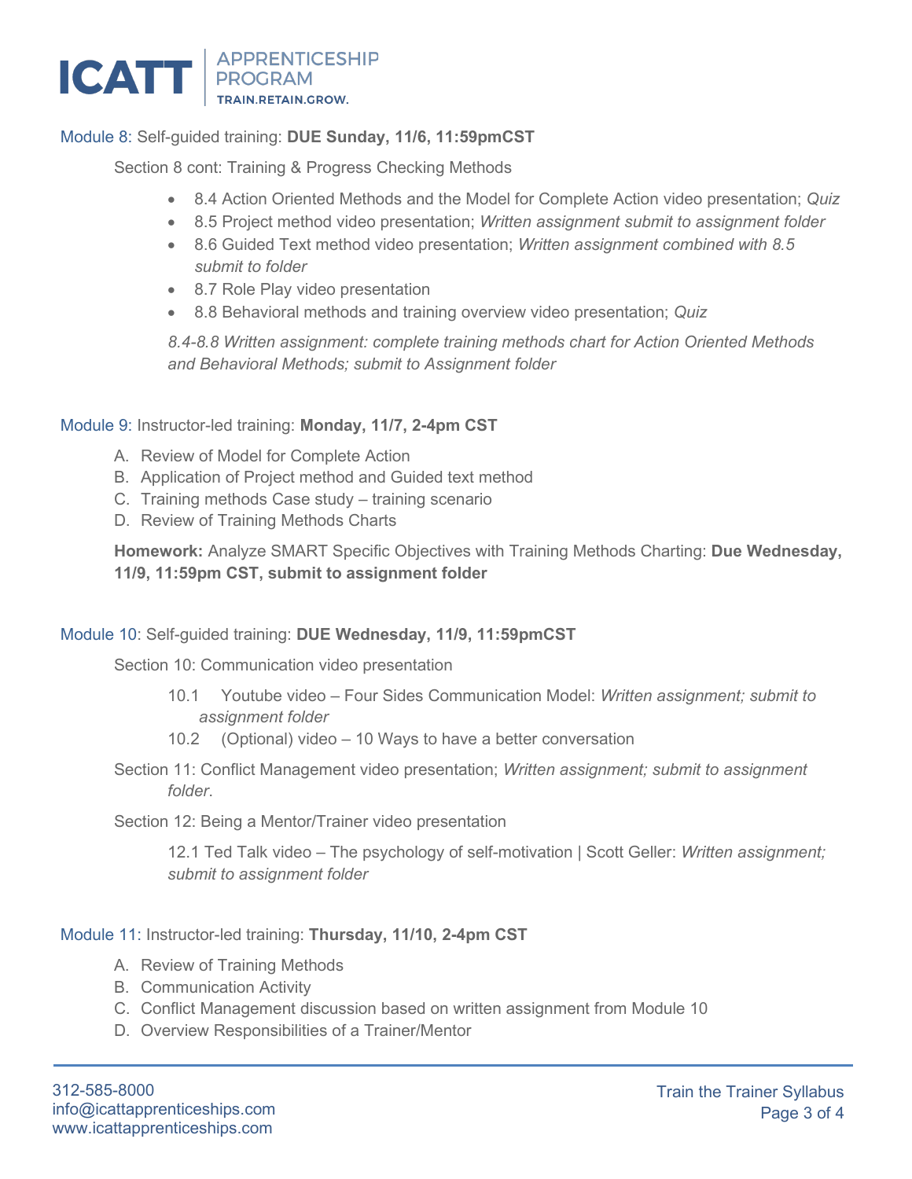Module 8: Self-guided training: **DUE Sunday, 11/6, 11:59pmCST**

Section 8 cont: Training & Progress Checking Methods

- 8.4 Action Oriented Methods and the Model for Complete Action video presentation; *Quiz*
- 8.5 Project method video presentation; *Written assignment submit to assignment folder*
- 8.6 Guided Text method video presentation; *Written assignment combined with 8.5 submit to folder*
- 8.7 Role Play video presentation
- 8.8 Behavioral methods and training overview video presentation; *Quiz*

*8.4-8.8 Written assignment: complete training methods chart for Action Oriented Methods and Behavioral Methods; submit to Assignment folder*

Module 9: Instructor-led training: **Monday, 11/7, 2-4pm CST**

A. Review of Model for Complete Action
B. Application of Project method and Guided text method
C. Training methods Case study – training scenario
D. Review of Training Methods Charts

**Homework:** Analyze SMART Specific Objectives with Training Methods Charting: **Due Wednesday, 11/9, 11:59pm CST, submit to assignment folder**

Module 10: Self-guided training: **DUE Wednesday, 11/9, 11:59pmCST**

Section 10: Communication video presentation

10.1 Youtube video – Four Sides Communication Model: *Written assignment; submit to assignment folder*
10.2 (Optional) video – 10 Ways to have a better conversation

Section 11: Conflict Management video presentation; *Written assignment; submit to assignment folder*.

Section 12: Being a Mentor/Trainer video presentation

12.1 Ted Talk video – The psychology of self-motivation | Scott Geller: *Written assignment; submit to assignment folder*

Module 11: Instructor-led training: **Thursday, 11/10, 2-4pm CST**

A. Review of Training Methods
B. Communication Activity
C. Conflict Management discussion based on written assignment from Module 10
D. Overview Responsibilities of a Trainer/Mentor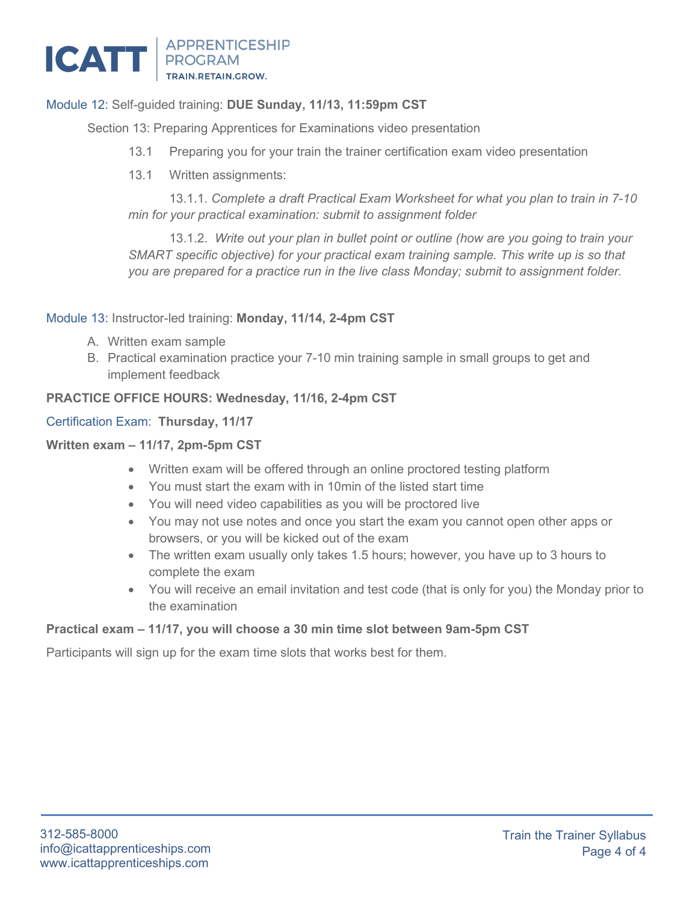Module 12: Self-guided training: **DUE Sunday, 11/13, 11:59pm CST**

Section 13: Preparing Apprentices for Examinations video presentation

13.1 Preparing you for your train the trainer certification exam video presentation

13.1 Written assignments:

13.1.1. *Complete a draft Practical Exam Worksheet for what you plan to train in 7-10 min for your practical examination: submit to assignment folder*

13.1.2. *Write out your plan in bullet point or outline (how are you going to train your SMART specific objective) for your practical exam training sample. This write up is so that you are prepared for a practice run in the live class Monday; submit to assignment folder.*

Module 13: Instructor-led training: **Monday, 11/14, 2-4pm CST**

A. Written exam sample
B. Practical examination practice your 7-10 min training sample in small groups to get and implement feedback

**PRACTICE OFFICE HOURS: Wednesday, 11/16, 2-4pm CST**

Certification Exam: **Thursday, 11/17**

**Written exam – 11/17, 2pm-5pm CST**

- Written exam will be offered through an online proctored testing platform
- You must start the exam with in 10min of the listed start time
- You will need video capabilities as you will be proctored live
- You may not use notes and once you start the exam you cannot open other apps or browsers, or you will be kicked out of the exam
- The written exam usually only takes 1.5 hours; however, you have up to 3 hours to complete the exam
- You will receive an email invitation and test code (that is only for you) the Monday prior to the examination

**Practical exam – 11/17, you will choose a 30 min time slot between 9am-5pm CST**

Participants will sign up for the exam time slots that works best for them.